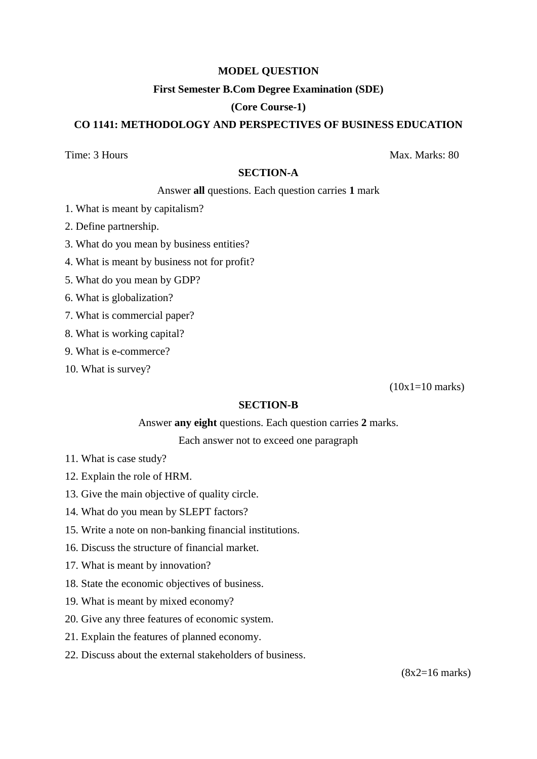**MODEL QUESTION**

**First Semester B.Com Degree Examination (SDE)**

**(Core Course-1)**

**CO 1141: METHODOLOGY AND PERSPECTIVES OF BUSINESS EDUCATION**

Time: 3 Hours Max. Marks: 80

**SECTION-A**

Answer **all** questions. Each question carries **1** mark

1. What is meant by capitalism?
2. Define partnership.
3. What do you mean by business entities?
4. What is meant by business not for profit?
5. What do you mean by GDP?
6. What is globalization?
7. What is commercial paper?
8. What is working capital?
9. What is e-commerce?
10. What is survey?

(10x1=10 marks)

**SECTION-B**

Answer **any eight** questions. Each question carries **2** marks.

Each answer not to exceed one paragraph

11. What is case study?
12. Explain the role of HRM.
13. Give the main objective of quality circle.
14. What do you mean by SLEPT factors?
15. Write a note on non-banking financial institutions.
16. Discuss the structure of financial market.
17. What is meant by innovation?
18. State the economic objectives of business.
19. What is meant by mixed economy?
20. Give any three features of economic system.
21. Explain the features of planned economy.
22. Discuss about the external stakeholders of business.

(8x2=16 marks)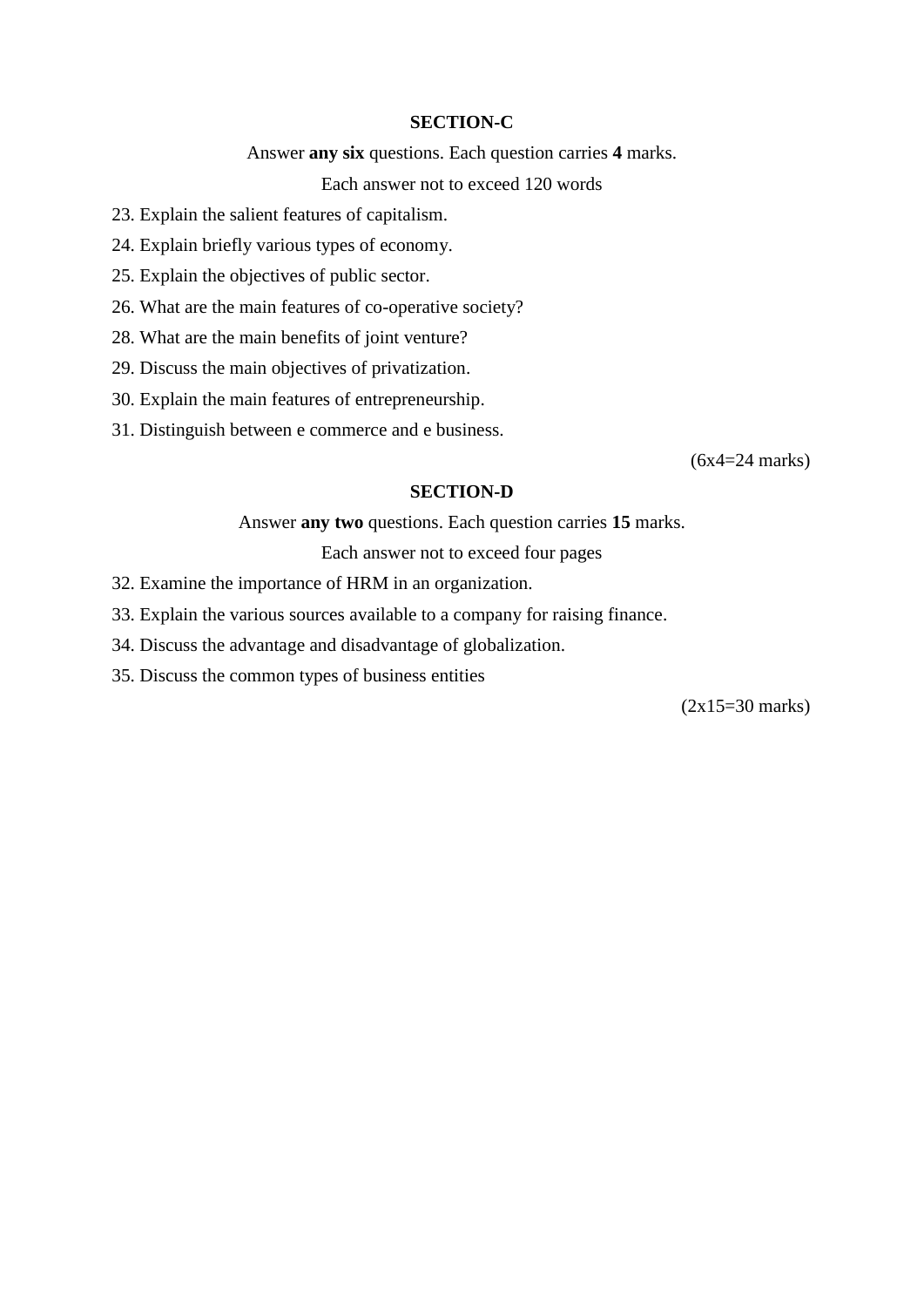## SECTION-C

Answer **any six** questions. Each question carries **4** marks.

Each answer not to exceed 120 words

23. Explain the salient features of capitalism.
24. Explain briefly various types of economy.
25. Explain the objectives of public sector.
26. What are the main features of co-operative society?
28. What are the main benefits of joint venture?
29. Discuss the main objectives of privatization.
30. Explain the main features of entrepreneurship.
31. Distinguish between e commerce and e business.

(6x4=24 marks)

## SECTION-D

Answer **any two** questions. Each question carries **15** marks.

Each answer not to exceed four pages

32. Examine the importance of HRM in an organization.
33. Explain the various sources available to a company for raising finance.
34. Discuss the advantage and disadvantage of globalization.
35. Discuss the common types of business entities

(2x15=30 marks)